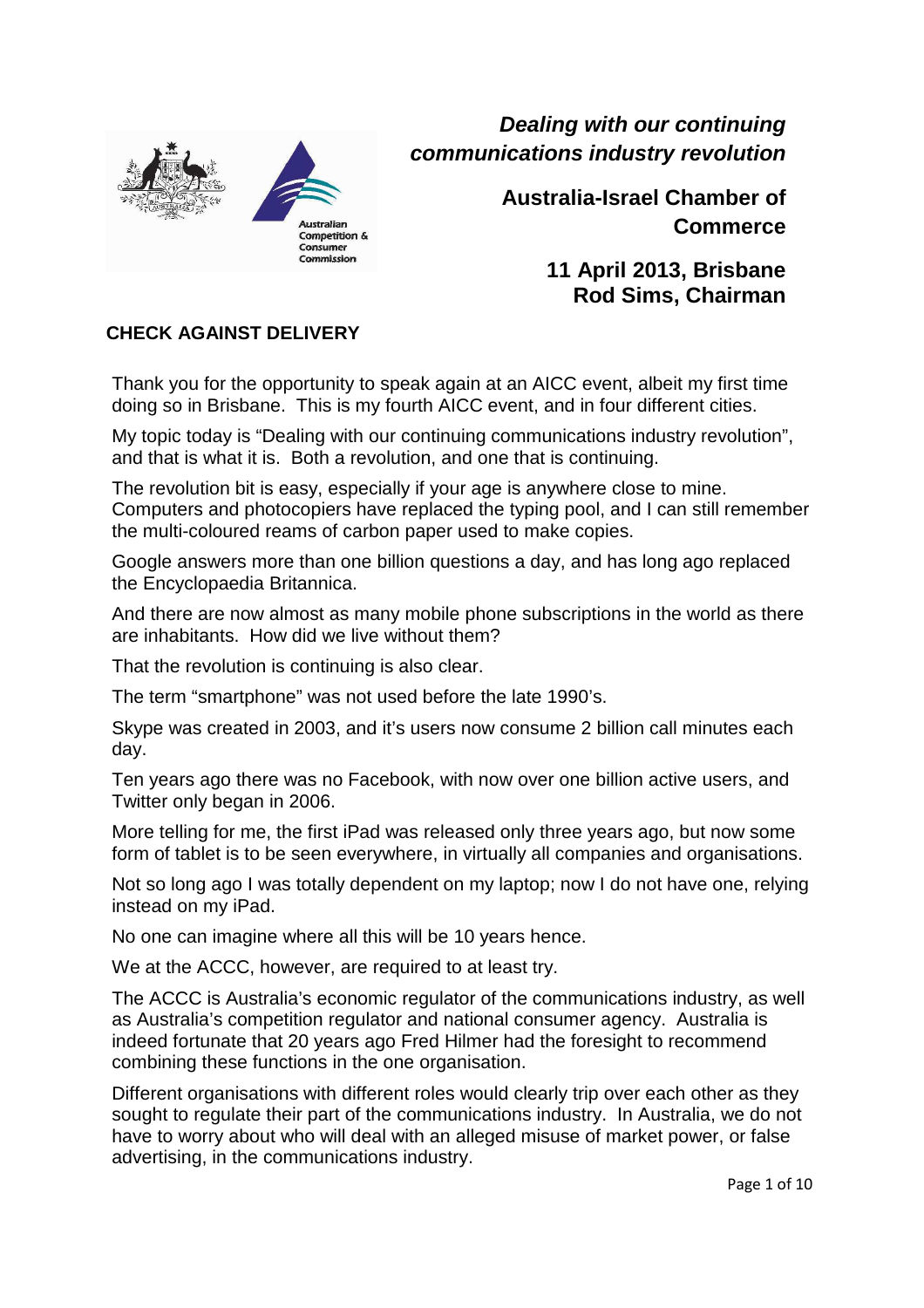# *Dealing with our continuing communications industry revolution*

**Australia-Israel Chamber of Commerce**

**11 April 2013, Brisbane**
**Rod Sims, Chairman**

**CHECK AGAINST DELIVERY**

Thank you for the opportunity to speak again at an AICC event, albeit my first time doing so in Brisbane. This is my fourth AICC event, and in four different cities.

My topic today is "Dealing with our continuing communications industry revolution", and that is what it is. Both a revolution, and one that is continuing.

The revolution bit is easy, especially if your age is anywhere close to mine. Computers and photocopiers have replaced the typing pool, and I can still remember the multi-coloured reams of carbon paper used to make copies.

Google answers more than one billion questions a day, and has long ago replaced the Encyclopaedia Britannica.

And there are now almost as many mobile phone subscriptions in the world as there are inhabitants. How did we live without them?

That the revolution is continuing is also clear.

The term "smartphone" was not used before the late 1990's.

Skype was created in 2003, and it's users now consume 2 billion call minutes each day.

Ten years ago there was no Facebook, with now over one billion active users, and Twitter only began in 2006.

More telling for me, the first iPad was released only three years ago, but now some form of tablet is to be seen everywhere, in virtually all companies and organisations.

Not so long ago I was totally dependent on my laptop; now I do not have one, relying instead on my iPad.

No one can imagine where all this will be 10 years hence.

We at the ACCC, however, are required to at least try.

The ACCC is Australia's economic regulator of the communications industry, as well as Australia's competition regulator and national consumer agency. Australia is indeed fortunate that 20 years ago Fred Hilmer had the foresight to recommend combining these functions in the one organisation.

Different organisations with different roles would clearly trip over each other as they sought to regulate their part of the communications industry. In Australia, we do not have to worry about who will deal with an alleged misuse of market power, or false advertising, in the communications industry.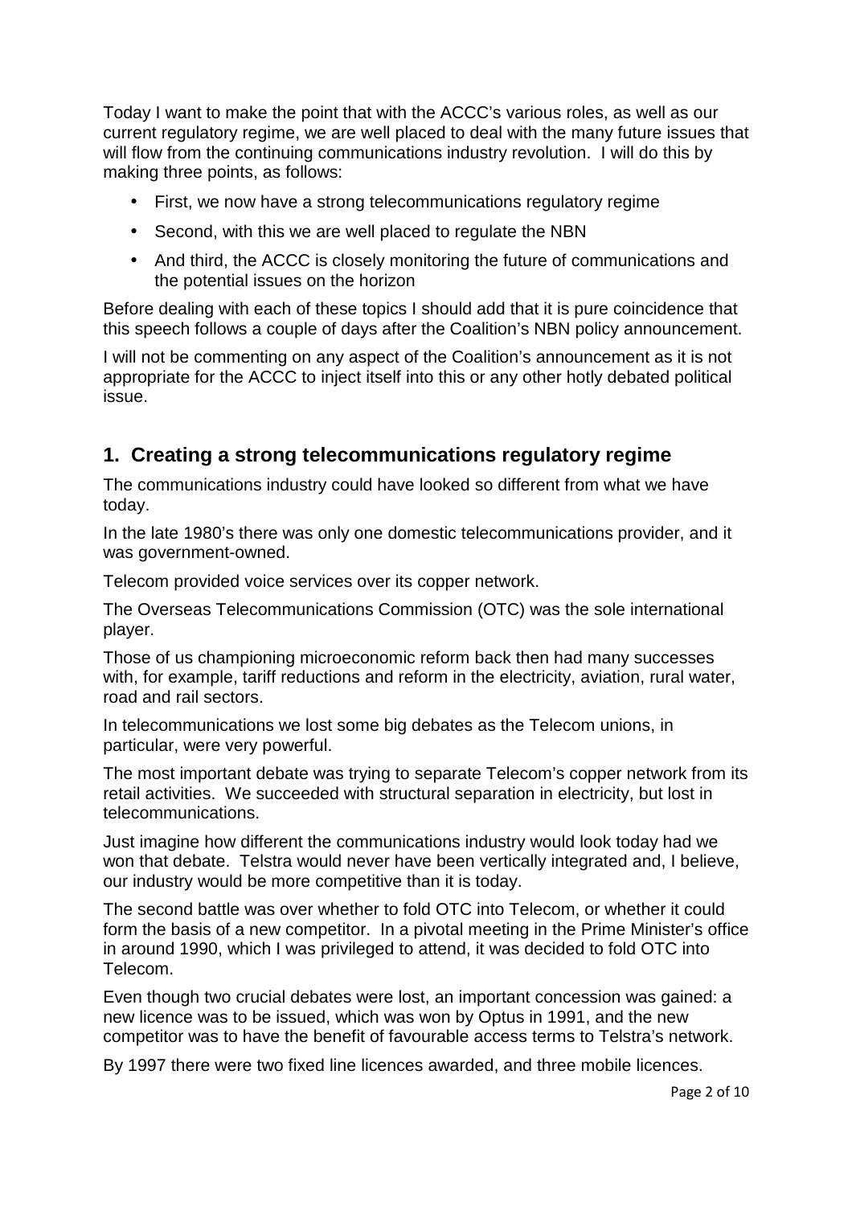Today I want to make the point that with the ACCC's various roles, as well as our current regulatory regime, we are well placed to deal with the many future issues that will flow from the continuing communications industry revolution. I will do this by making three points, as follows:

- First, we now have a strong telecommunications regulatory regime
- Second, with this we are well placed to regulate the NBN
- And third, the ACCC is closely monitoring the future of communications and the potential issues on the horizon

Before dealing with each of these topics I should add that it is pure coincidence that this speech follows a couple of days after the Coalition's NBN policy announcement.

I will not be commenting on any aspect of the Coalition's announcement as it is not appropriate for the ACCC to inject itself into this or any other hotly debated political issue.

## 1. Creating a strong telecommunications regulatory regime

The communications industry could have looked so different from what we have today.

In the late 1980's there was only one domestic telecommunications provider, and it was government-owned.

Telecom provided voice services over its copper network.

The Overseas Telecommunications Commission (OTC) was the sole international player.

Those of us championing microeconomic reform back then had many successes with, for example, tariff reductions and reform in the electricity, aviation, rural water, road and rail sectors.

In telecommunications we lost some big debates as the Telecom unions, in particular, were very powerful.

The most important debate was trying to separate Telecom's copper network from its retail activities. We succeeded with structural separation in electricity, but lost in telecommunications.

Just imagine how different the communications industry would look today had we won that debate. Telstra would never have been vertically integrated and, I believe, our industry would be more competitive than it is today.

The second battle was over whether to fold OTC into Telecom, or whether it could form the basis of a new competitor. In a pivotal meeting in the Prime Minister's office in around 1990, which I was privileged to attend, it was decided to fold OTC into Telecom.

Even though two crucial debates were lost, an important concession was gained: a new licence was to be issued, which was won by Optus in 1991, and the new competitor was to have the benefit of favourable access terms to Telstra's network.

By 1997 there were two fixed line licences awarded, and three mobile licences.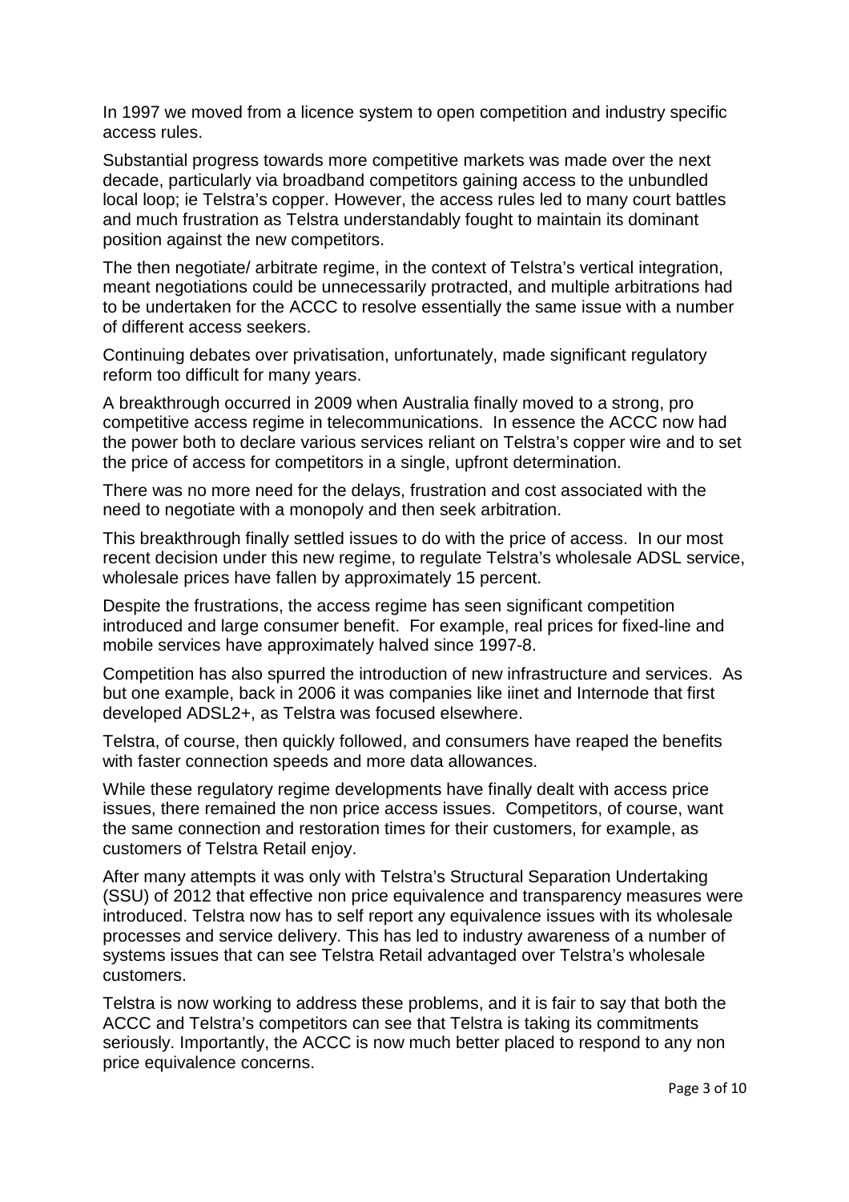In 1997 we moved from a licence system to open competition and industry specific access rules.

Substantial progress towards more competitive markets was made over the next decade, particularly via broadband competitors gaining access to the unbundled local loop; ie Telstra's copper. However, the access rules led to many court battles and much frustration as Telstra understandably fought to maintain its dominant position against the new competitors.

The then negotiate/ arbitrate regime, in the context of Telstra's vertical integration, meant negotiations could be unnecessarily protracted, and multiple arbitrations had to be undertaken for the ACCC to resolve essentially the same issue with a number of different access seekers.

Continuing debates over privatisation, unfortunately, made significant regulatory reform too difficult for many years.

A breakthrough occurred in 2009 when Australia finally moved to a strong, pro competitive access regime in telecommunications. In essence the ACCC now had the power both to declare various services reliant on Telstra's copper wire and to set the price of access for competitors in a single, upfront determination.

There was no more need for the delays, frustration and cost associated with the need to negotiate with a monopoly and then seek arbitration.

This breakthrough finally settled issues to do with the price of access. In our most recent decision under this new regime, to regulate Telstra's wholesale ADSL service, wholesale prices have fallen by approximately 15 percent.

Despite the frustrations, the access regime has seen significant competition introduced and large consumer benefit. For example, real prices for fixed-line and mobile services have approximately halved since 1997-8.

Competition has also spurred the introduction of new infrastructure and services. As but one example, back in 2006 it was companies like iinet and Internode that first developed ADSL2+, as Telstra was focused elsewhere.

Telstra, of course, then quickly followed, and consumers have reaped the benefits with faster connection speeds and more data allowances.

While these regulatory regime developments have finally dealt with access price issues, there remained the non price access issues. Competitors, of course, want the same connection and restoration times for their customers, for example, as customers of Telstra Retail enjoy.

After many attempts it was only with Telstra's Structural Separation Undertaking (SSU) of 2012 that effective non price equivalence and transparency measures were introduced. Telstra now has to self report any equivalence issues with its wholesale processes and service delivery. This has led to industry awareness of a number of systems issues that can see Telstra Retail advantaged over Telstra's wholesale customers.

Telstra is now working to address these problems, and it is fair to say that both the ACCC and Telstra's competitors can see that Telstra is taking its commitments seriously. Importantly, the ACCC is now much better placed to respond to any non price equivalence concerns.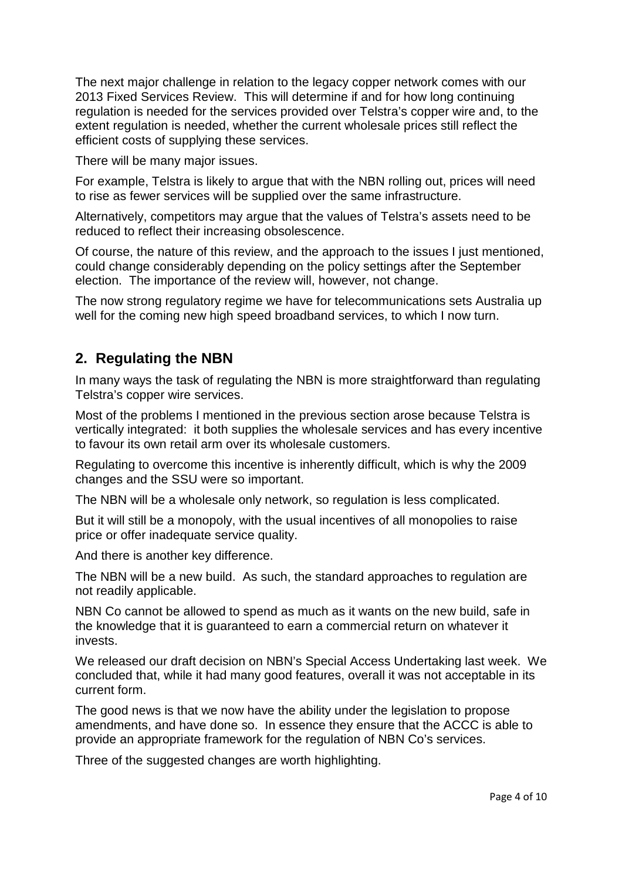The next major challenge in relation to the legacy copper network comes with our 2013 Fixed Services Review. This will determine if and for how long continuing regulation is needed for the services provided over Telstra's copper wire and, to the extent regulation is needed, whether the current wholesale prices still reflect the efficient costs of supplying these services.

There will be many major issues.

For example, Telstra is likely to argue that with the NBN rolling out, prices will need to rise as fewer services will be supplied over the same infrastructure.

Alternatively, competitors may argue that the values of Telstra's assets need to be reduced to reflect their increasing obsolescence.

Of course, the nature of this review, and the approach to the issues I just mentioned, could change considerably depending on the policy settings after the September election. The importance of the review will, however, not change.

The now strong regulatory regime we have for telecommunications sets Australia up well for the coming new high speed broadband services, to which I now turn.

## 2. Regulating the NBN

In many ways the task of regulating the NBN is more straightforward than regulating Telstra's copper wire services.

Most of the problems I mentioned in the previous section arose because Telstra is vertically integrated: it both supplies the wholesale services and has every incentive to favour its own retail arm over its wholesale customers.

Regulating to overcome this incentive is inherently difficult, which is why the 2009 changes and the SSU were so important.

The NBN will be a wholesale only network, so regulation is less complicated.

But it will still be a monopoly, with the usual incentives of all monopolies to raise price or offer inadequate service quality.

And there is another key difference.

The NBN will be a new build. As such, the standard approaches to regulation are not readily applicable.

NBN Co cannot be allowed to spend as much as it wants on the new build, safe in the knowledge that it is guaranteed to earn a commercial return on whatever it invests.

We released our draft decision on NBN's Special Access Undertaking last week. We concluded that, while it had many good features, overall it was not acceptable in its current form.

The good news is that we now have the ability under the legislation to propose amendments, and have done so. In essence they ensure that the ACCC is able to provide an appropriate framework for the regulation of NBN Co's services.

Three of the suggested changes are worth highlighting.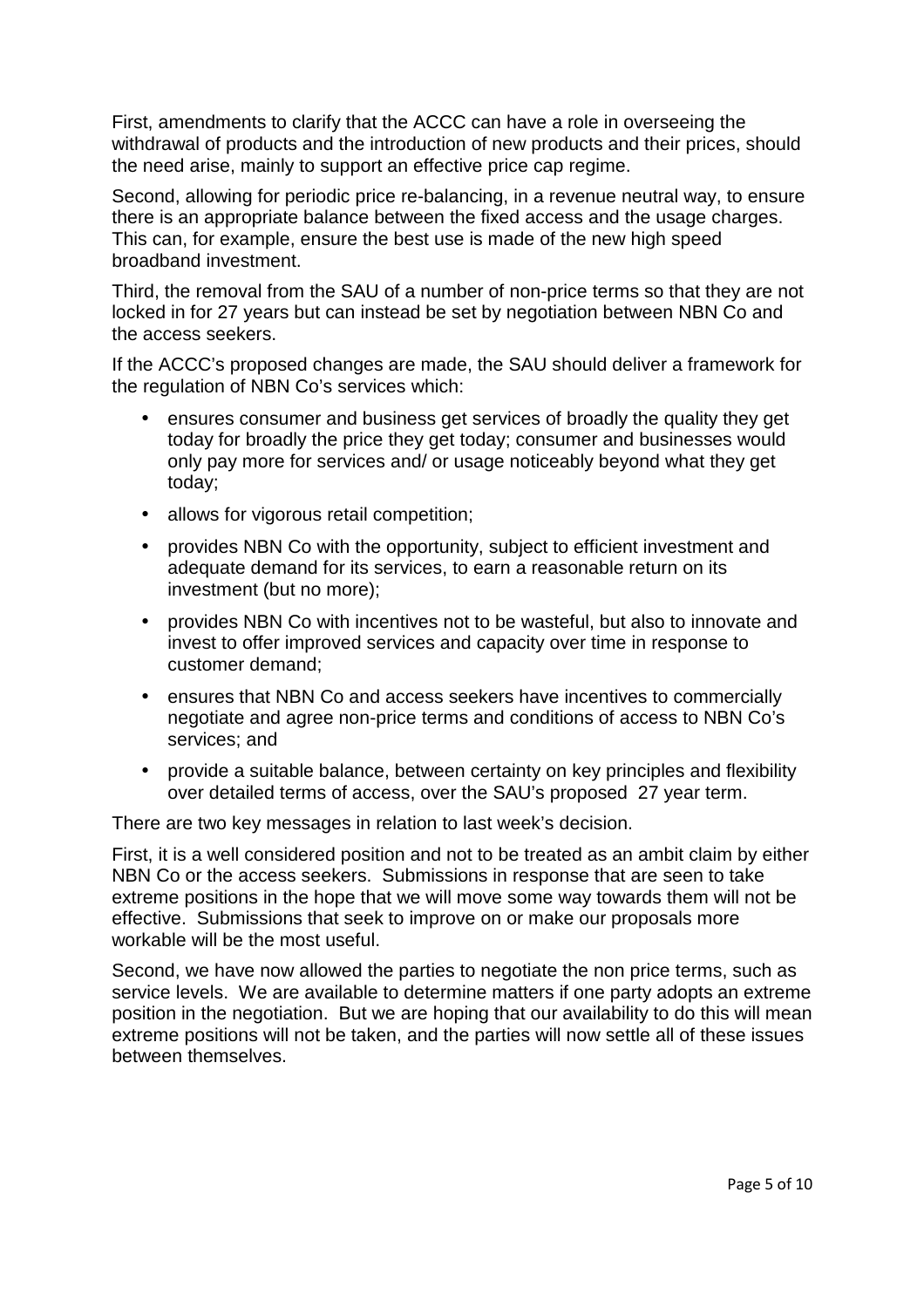First, amendments to clarify that the ACCC can have a role in overseeing the withdrawal of products and the introduction of new products and their prices, should the need arise, mainly to support an effective price cap regime.

Second, allowing for periodic price re-balancing, in a revenue neutral way, to ensure there is an appropriate balance between the fixed access and the usage charges. This can, for example, ensure the best use is made of the new high speed broadband investment.

Third, the removal from the SAU of a number of non-price terms so that they are not locked in for 27 years but can instead be set by negotiation between NBN Co and the access seekers.

If the ACCC's proposed changes are made, the SAU should deliver a framework for the regulation of NBN Co's services which:

- ensures consumer and business get services of broadly the quality they get today for broadly the price they get today; consumer and businesses would only pay more for services and/ or usage noticeably beyond what they get today;
- allows for vigorous retail competition;
- provides NBN Co with the opportunity, subject to efficient investment and adequate demand for its services, to earn a reasonable return on its investment (but no more);
- provides NBN Co with incentives not to be wasteful, but also to innovate and invest to offer improved services and capacity over time in response to customer demand;
- ensures that NBN Co and access seekers have incentives to commercially negotiate and agree non-price terms and conditions of access to NBN Co's services; and
- provide a suitable balance, between certainty on key principles and flexibility over detailed terms of access, over the SAU's proposed 27 year term.

There are two key messages in relation to last week's decision.

First, it is a well considered position and not to be treated as an ambit claim by either NBN Co or the access seekers. Submissions in response that are seen to take extreme positions in the hope that we will move some way towards them will not be effective. Submissions that seek to improve on or make our proposals more workable will be the most useful.

Second, we have now allowed the parties to negotiate the non price terms, such as service levels. We are available to determine matters if one party adopts an extreme position in the negotiation. But we are hoping that our availability to do this will mean extreme positions will not be taken, and the parties will now settle all of these issues between themselves.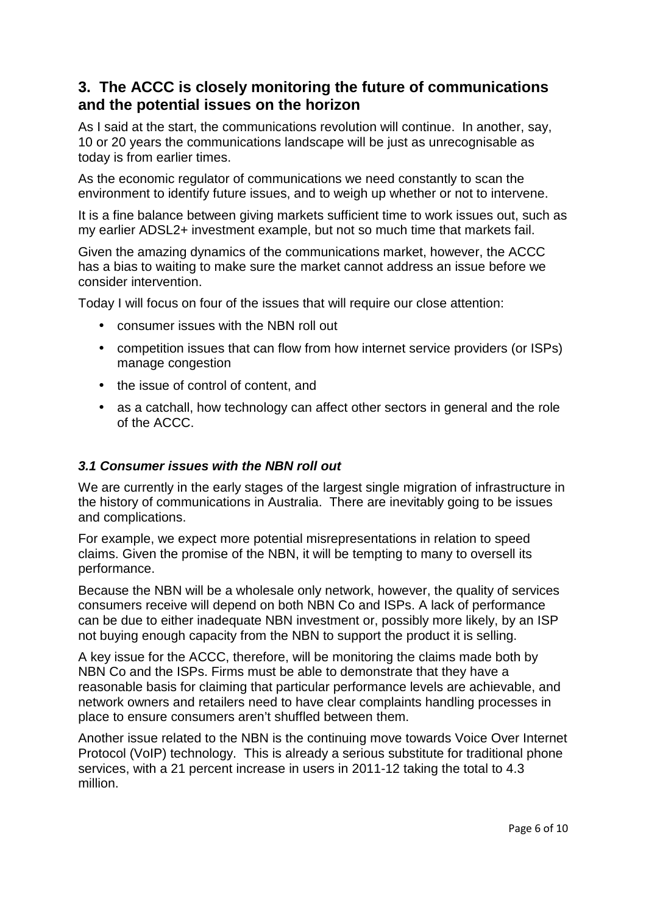## 3. The ACCC is closely monitoring the future of communications and the potential issues on the horizon

As I said at the start, the communications revolution will continue. In another, say, 10 or 20 years the communications landscape will be just as unrecognisable as today is from earlier times.

As the economic regulator of communications we need constantly to scan the environment to identify future issues, and to weigh up whether or not to intervene.

It is a fine balance between giving markets sufficient time to work issues out, such as my earlier ADSL2+ investment example, but not so much time that markets fail.

Given the amazing dynamics of the communications market, however, the ACCC has a bias to waiting to make sure the market cannot address an issue before we consider intervention.

Today I will focus on four of the issues that will require our close attention:

- consumer issues with the NBN roll out
- competition issues that can flow from how internet service providers (or ISPs) manage congestion
- the issue of control of content, and
- as a catchall, how technology can affect other sectors in general and the role of the ACCC.

### *3.1 Consumer issues with the NBN roll out*

We are currently in the early stages of the largest single migration of infrastructure in the history of communications in Australia. There are inevitably going to be issues and complications.

For example, we expect more potential misrepresentations in relation to speed claims. Given the promise of the NBN, it will be tempting to many to oversell its performance.

Because the NBN will be a wholesale only network, however, the quality of services consumers receive will depend on both NBN Co and ISPs. A lack of performance can be due to either inadequate NBN investment or, possibly more likely, by an ISP not buying enough capacity from the NBN to support the product it is selling.

A key issue for the ACCC, therefore, will be monitoring the claims made both by NBN Co and the ISPs. Firms must be able to demonstrate that they have a reasonable basis for claiming that particular performance levels are achievable, and network owners and retailers need to have clear complaints handling processes in place to ensure consumers aren't shuffled between them.

Another issue related to the NBN is the continuing move towards Voice Over Internet Protocol (VoIP) technology. This is already a serious substitute for traditional phone services, with a 21 percent increase in users in 2011-12 taking the total to 4.3 million.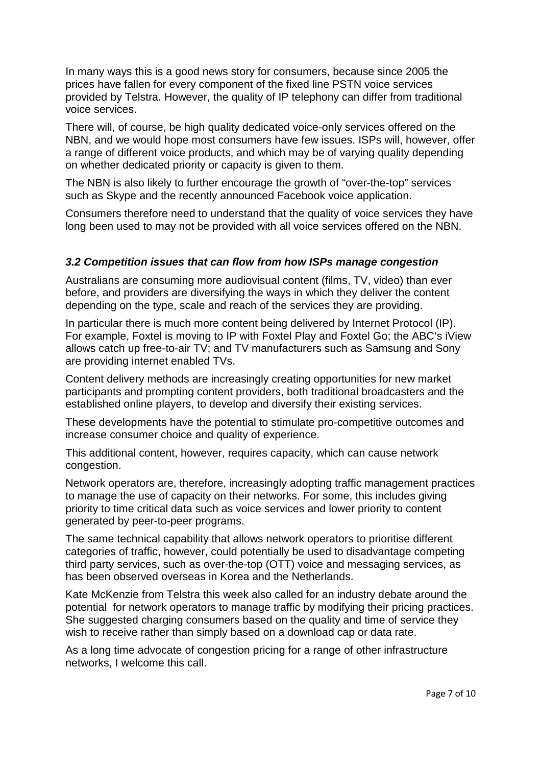In many ways this is a good news story for consumers, because since 2005 the prices have fallen for every component of the fixed line PSTN voice services provided by Telstra. However, the quality of IP telephony can differ from traditional voice services.

There will, of course, be high quality dedicated voice-only services offered on the NBN, and we would hope most consumers have few issues. ISPs will, however, offer a range of different voice products, and which may be of varying quality depending on whether dedicated priority or capacity is given to them.

The NBN is also likely to further encourage the growth of "over-the-top" services such as Skype and the recently announced Facebook voice application.

Consumers therefore need to understand that the quality of voice services they have long been used to may not be provided with all voice services offered on the NBN.

### *3.2 Competition issues that can flow from how ISPs manage congestion*

Australians are consuming more audiovisual content (films, TV, video) than ever before, and providers are diversifying the ways in which they deliver the content depending on the type, scale and reach of the services they are providing.

In particular there is much more content being delivered by Internet Protocol (IP). For example, Foxtel is moving to IP with Foxtel Play and Foxtel Go; the ABC's iView allows catch up free-to-air TV; and TV manufacturers such as Samsung and Sony are providing internet enabled TVs.

Content delivery methods are increasingly creating opportunities for new market participants and prompting content providers, both traditional broadcasters and the established online players, to develop and diversify their existing services.

These developments have the potential to stimulate pro-competitive outcomes and increase consumer choice and quality of experience.

This additional content, however, requires capacity, which can cause network congestion.

Network operators are, therefore, increasingly adopting traffic management practices to manage the use of capacity on their networks. For some, this includes giving priority to time critical data such as voice services and lower priority to content generated by peer-to-peer programs.

The same technical capability that allows network operators to prioritise different categories of traffic, however, could potentially be used to disadvantage competing third party services, such as over-the-top (OTT) voice and messaging services, as has been observed overseas in Korea and the Netherlands.

Kate McKenzie from Telstra this week also called for an industry debate around the potential for network operators to manage traffic by modifying their pricing practices. She suggested charging consumers based on the quality and time of service they wish to receive rather than simply based on a download cap or data rate.

As a long time advocate of congestion pricing for a range of other infrastructure networks, I welcome this call.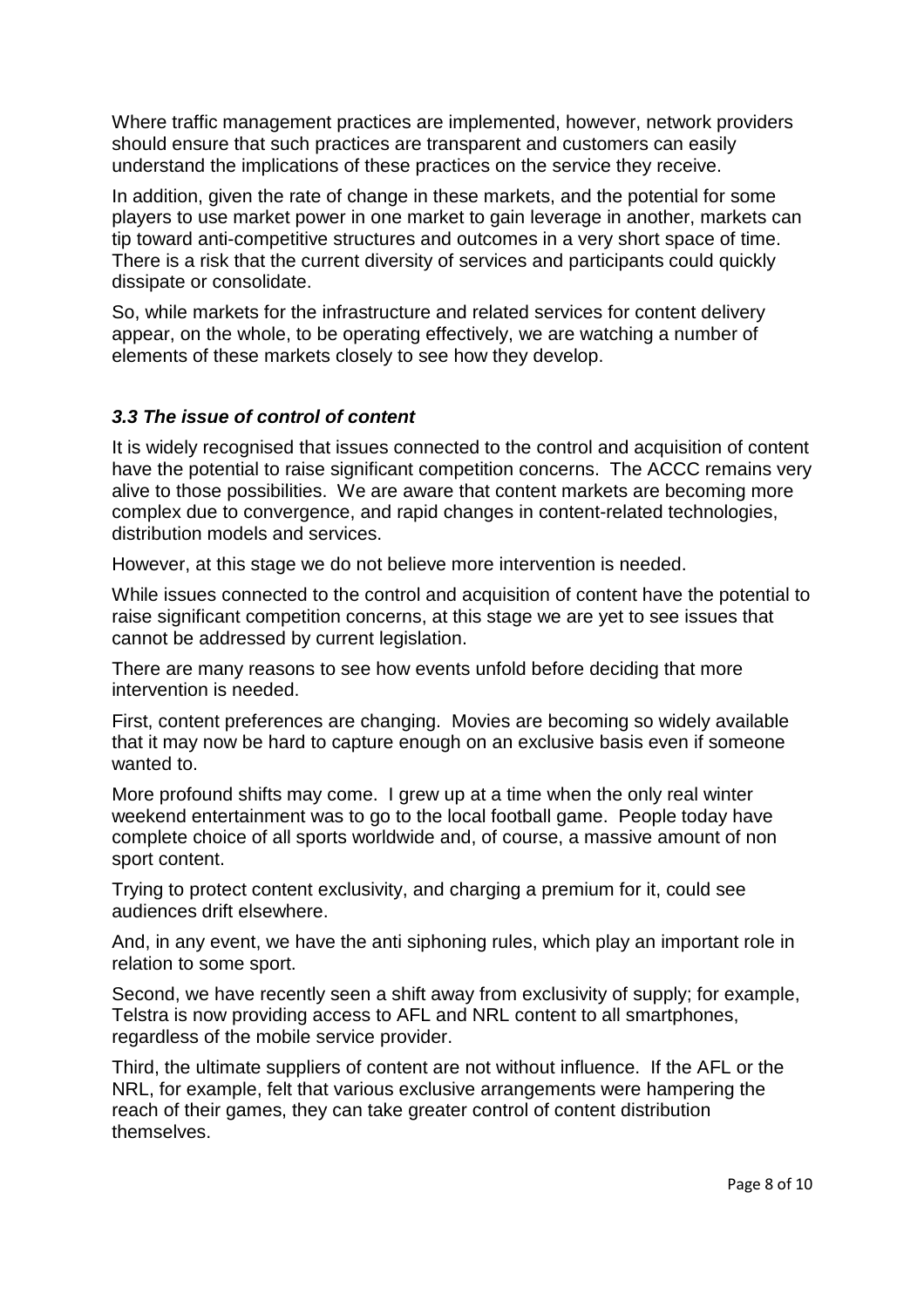Where traffic management practices are implemented, however, network providers should ensure that such practices are transparent and customers can easily understand the implications of these practices on the service they receive.

In addition, given the rate of change in these markets, and the potential for some players to use market power in one market to gain leverage in another, markets can tip toward anti-competitive structures and outcomes in a very short space of time. There is a risk that the current diversity of services and participants could quickly dissipate or consolidate.

So, while markets for the infrastructure and related services for content delivery appear, on the whole, to be operating effectively, we are watching a number of elements of these markets closely to see how they develop.

### *3.3 The issue of control of content*

It is widely recognised that issues connected to the control and acquisition of content have the potential to raise significant competition concerns. The ACCC remains very alive to those possibilities. We are aware that content markets are becoming more complex due to convergence, and rapid changes in content-related technologies, distribution models and services.

However, at this stage we do not believe more intervention is needed.

While issues connected to the control and acquisition of content have the potential to raise significant competition concerns, at this stage we are yet to see issues that cannot be addressed by current legislation.

There are many reasons to see how events unfold before deciding that more intervention is needed.

First, content preferences are changing. Movies are becoming so widely available that it may now be hard to capture enough on an exclusive basis even if someone wanted to.

More profound shifts may come. I grew up at a time when the only real winter weekend entertainment was to go to the local football game. People today have complete choice of all sports worldwide and, of course, a massive amount of non sport content.

Trying to protect content exclusivity, and charging a premium for it, could see audiences drift elsewhere.

And, in any event, we have the anti siphoning rules, which play an important role in relation to some sport.

Second, we have recently seen a shift away from exclusivity of supply; for example, Telstra is now providing access to AFL and NRL content to all smartphones, regardless of the mobile service provider.

Third, the ultimate suppliers of content are not without influence. If the AFL or the NRL, for example, felt that various exclusive arrangements were hampering the reach of their games, they can take greater control of content distribution themselves.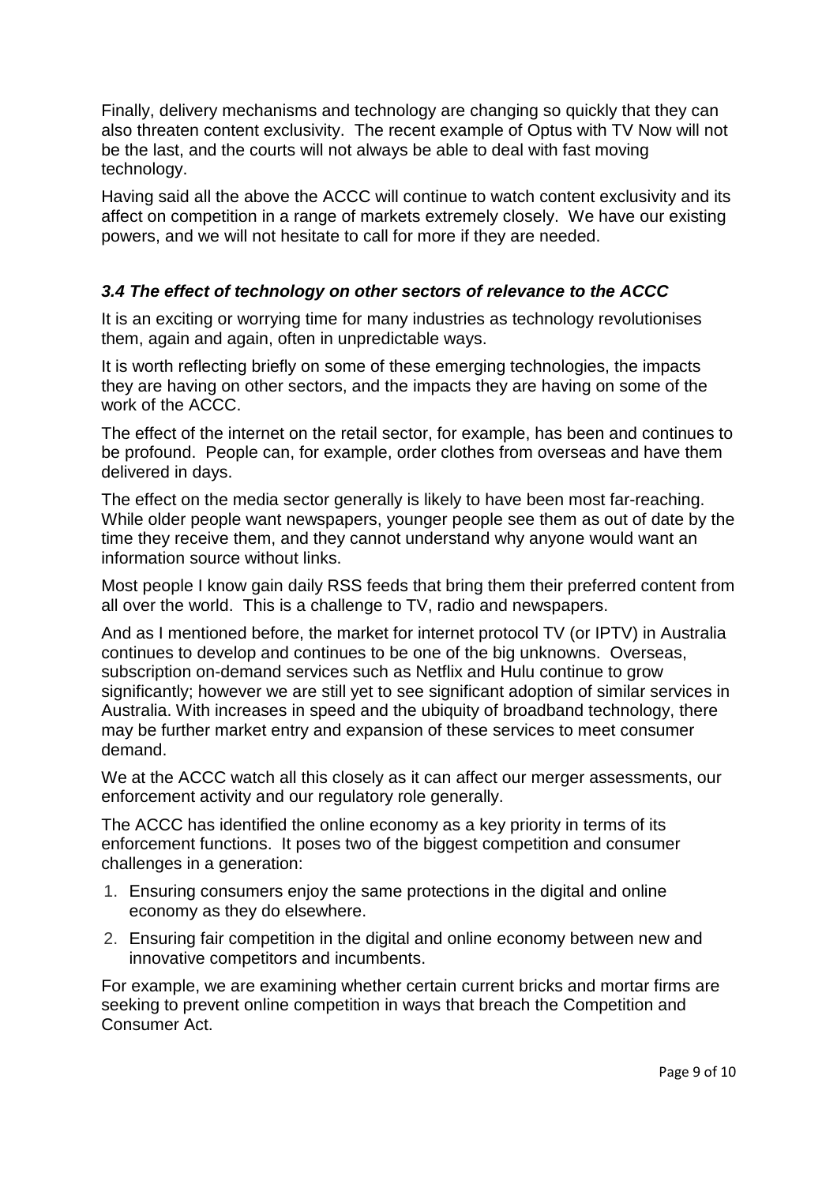Finally, delivery mechanisms and technology are changing so quickly that they can also threaten content exclusivity. The recent example of Optus with TV Now will not be the last, and the courts will not always be able to deal with fast moving technology.

Having said all the above the ACCC will continue to watch content exclusivity and its affect on competition in a range of markets extremely closely. We have our existing powers, and we will not hesitate to call for more if they are needed.

### *3.4 The effect of technology on other sectors of relevance to the ACCC*

It is an exciting or worrying time for many industries as technology revolutionises them, again and again, often in unpredictable ways.

It is worth reflecting briefly on some of these emerging technologies, the impacts they are having on other sectors, and the impacts they are having on some of the work of the ACCC.

The effect of the internet on the retail sector, for example, has been and continues to be profound. People can, for example, order clothes from overseas and have them delivered in days.

The effect on the media sector generally is likely to have been most far-reaching. While older people want newspapers, younger people see them as out of date by the time they receive them, and they cannot understand why anyone would want an information source without links.

Most people I know gain daily RSS feeds that bring them their preferred content from all over the world. This is a challenge to TV, radio and newspapers.

And as I mentioned before, the market for internet protocol TV (or IPTV) in Australia continues to develop and continues to be one of the big unknowns. Overseas, subscription on-demand services such as Netflix and Hulu continue to grow significantly; however we are still yet to see significant adoption of similar services in Australia. With increases in speed and the ubiquity of broadband technology, there may be further market entry and expansion of these services to meet consumer demand.

We at the ACCC watch all this closely as it can affect our merger assessments, our enforcement activity and our regulatory role generally.

The ACCC has identified the online economy as a key priority in terms of its enforcement functions. It poses two of the biggest competition and consumer challenges in a generation:

1. Ensuring consumers enjoy the same protections in the digital and online economy as they do elsewhere.
2. Ensuring fair competition in the digital and online economy between new and innovative competitors and incumbents.

For example, we are examining whether certain current bricks and mortar firms are seeking to prevent online competition in ways that breach the Competition and Consumer Act.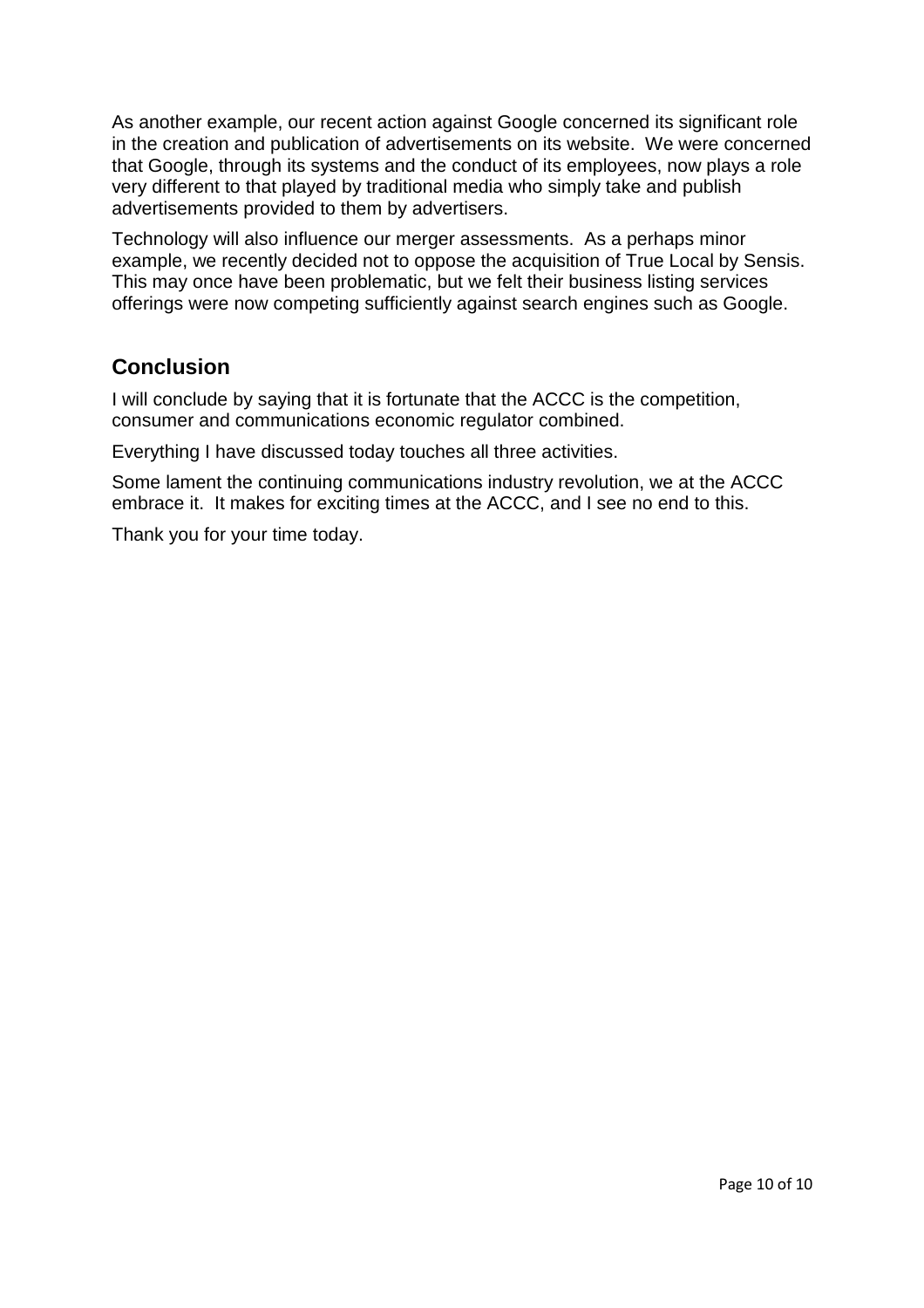As another example, our recent action against Google concerned its significant role in the creation and publication of advertisements on its website. We were concerned that Google, through its systems and the conduct of its employees, now plays a role very different to that played by traditional media who simply take and publish advertisements provided to them by advertisers.

Technology will also influence our merger assessments. As a perhaps minor example, we recently decided not to oppose the acquisition of True Local by Sensis. This may once have been problematic, but we felt their business listing services offerings were now competing sufficiently against search engines such as Google.

## Conclusion

I will conclude by saying that it is fortunate that the ACCC is the competition, consumer and communications economic regulator combined.

Everything I have discussed today touches all three activities.

Some lament the continuing communications industry revolution, we at the ACCC embrace it. It makes for exciting times at the ACCC, and I see no end to this.

Thank you for your time today.